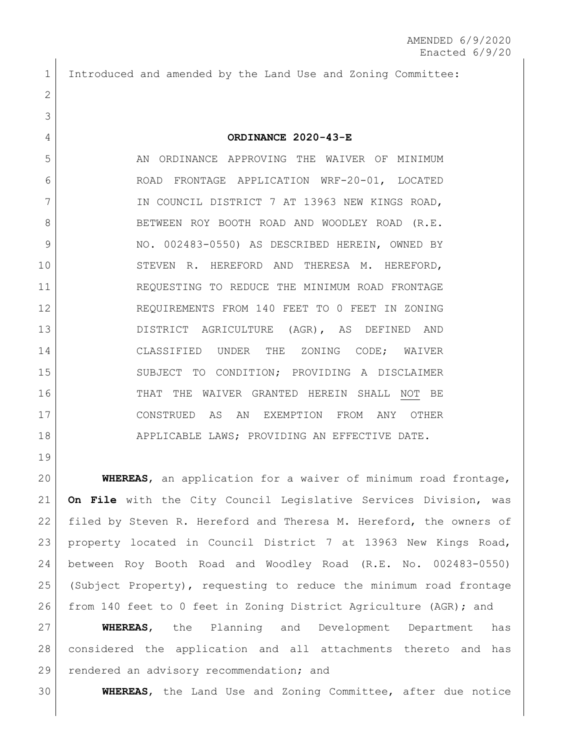AMENDED 6/9/2020
Enacted 6/9/20

Introduced and amended by the Land Use and Zoning Committee:

**ORDINANCE 2020-43-E**

AN ORDINANCE APPROVING THE WAIVER OF MINIMUM ROAD FRONTAGE APPLICATION WRF-20-01, LOCATED IN COUNCIL DISTRICT 7 AT 13963 NEW KINGS ROAD, BETWEEN ROY BOOTH ROAD AND WOODLEY ROAD (R.E. NO. 002483-0550) AS DESCRIBED HEREIN, OWNED BY STEVEN R. HEREFORD AND THERESA M. HEREFORD, REQUESTING TO REDUCE THE MINIMUM ROAD FRONTAGE REQUIREMENTS FROM 140 FEET TO 0 FEET IN ZONING DISTRICT AGRICULTURE (AGR), AS DEFINED AND CLASSIFIED UNDER THE ZONING CODE; WAIVER SUBJECT TO CONDITION; PROVIDING A DISCLAIMER THAT THE WAIVER GRANTED HEREIN SHALL NOT BE CONSTRUED AS AN EXEMPTION FROM ANY OTHER APPLICABLE LAWS; PROVIDING AN EFFECTIVE DATE.

**WHEREAS**, an application for a waiver of minimum road frontage, **On File** with the City Council Legislative Services Division, was filed by Steven R. Hereford and Theresa M. Hereford, the owners of property located in Council District 7 at 13963 New Kings Road, between Roy Booth Road and Woodley Road (R.E. No. 002483-0550) (Subject Property), requesting to reduce the minimum road frontage from 140 feet to 0 feet in Zoning District Agriculture (AGR); and

**WHEREAS**, the Planning and Development Department has considered the application and all attachments thereto and has rendered an advisory recommendation; and

**WHEREAS**, the Land Use and Zoning Committee, after due notice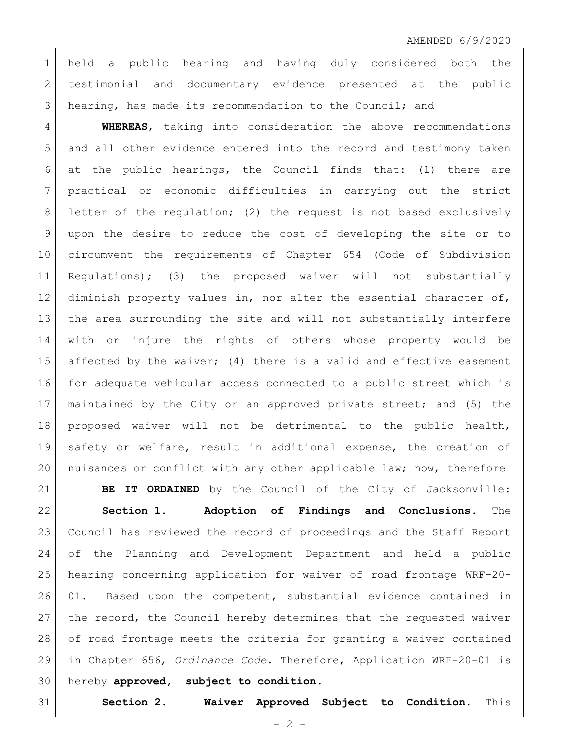held a public hearing and having duly considered both the testimonial and documentary evidence presented at the public hearing, has made its recommendation to the Council; and

**WHEREAS**, taking into consideration the above recommendations and all other evidence entered into the record and testimony taken at the public hearings, the Council finds that: (1) there are practical or economic difficulties in carrying out the strict letter of the regulation; (2) the request is not based exclusively upon the desire to reduce the cost of developing the site or to circumvent the requirements of Chapter 654 (Code of Subdivision Regulations); (3) the proposed waiver will not substantially diminish property values in, nor alter the essential character of, the area surrounding the site and will not substantially interfere with or injure the rights of others whose property would be affected by the waiver; (4) there is a valid and effective easement for adequate vehicular access connected to a public street which is maintained by the City or an approved private street; and (5) the proposed waiver will not be detrimental to the public health, safety or welfare, result in additional expense, the creation of nuisances or conflict with any other applicable law; now, therefore

**BE IT ORDAINED** by the Council of the City of Jacksonville:

**Section 1. Adoption of Findings and Conclusions.** The Council has reviewed the record of proceedings and the Staff Report of the Planning and Development Department and held a public hearing concerning application for waiver of road frontage WRF-20-01. Based upon the competent, substantial evidence contained in the record, the Council hereby determines that the requested waiver of road frontage meets the criteria for granting a waiver contained in Chapter 656, *Ordinance Code*. Therefore, Application WRF-20-01 is hereby **approved, subject to condition.**

**Section 2. Waiver Approved Subject to Condition.** This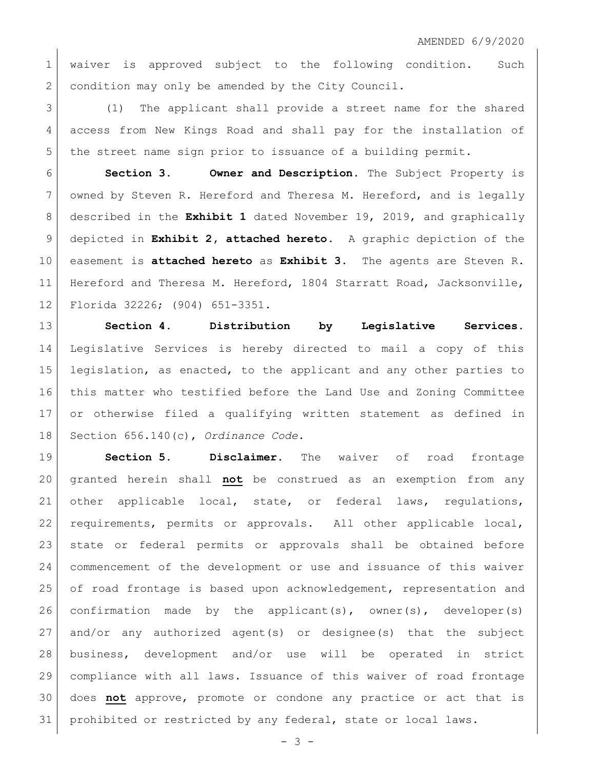AMENDED 6/9/2020

waiver is approved subject to the following condition. Such condition may only be amended by the City Council.

(1) The applicant shall provide a street name for the shared access from New Kings Road and shall pay for the installation of the street name sign prior to issuance of a building permit.

**Section 3. Owner and Description.** The Subject Property is owned by Steven R. Hereford and Theresa M. Hereford, and is legally described in the **Exhibit 1** dated November 19, 2019, and graphically depicted in **Exhibit 2, attached hereto**. A graphic depiction of the easement is **attached hereto** as **Exhibit 3**. The agents are Steven R. Hereford and Theresa M. Hereford, 1804 Starratt Road, Jacksonville, Florida 32226; (904) 651-3351.

**Section 4. Distribution by Legislative Services.** Legislative Services is hereby directed to mail a copy of this legislation, as enacted, to the applicant and any other parties to this matter who testified before the Land Use and Zoning Committee or otherwise filed a qualifying written statement as defined in Section 656.140(c), *Ordinance Code*.

**Section 5. Disclaimer.** The waiver of road frontage granted herein shall **not** be construed as an exemption from any other applicable local, state, or federal laws, regulations, requirements, permits or approvals. All other applicable local, state or federal permits or approvals shall be obtained before commencement of the development or use and issuance of this waiver of road frontage is based upon acknowledgement, representation and confirmation made by the applicant(s), owner(s), developer(s) and/or any authorized agent(s) or designee(s) that the subject business, development and/or use will be operated in strict compliance with all laws. Issuance of this waiver of road frontage does **not** approve, promote or condone any practice or act that is prohibited or restricted by any federal, state or local laws.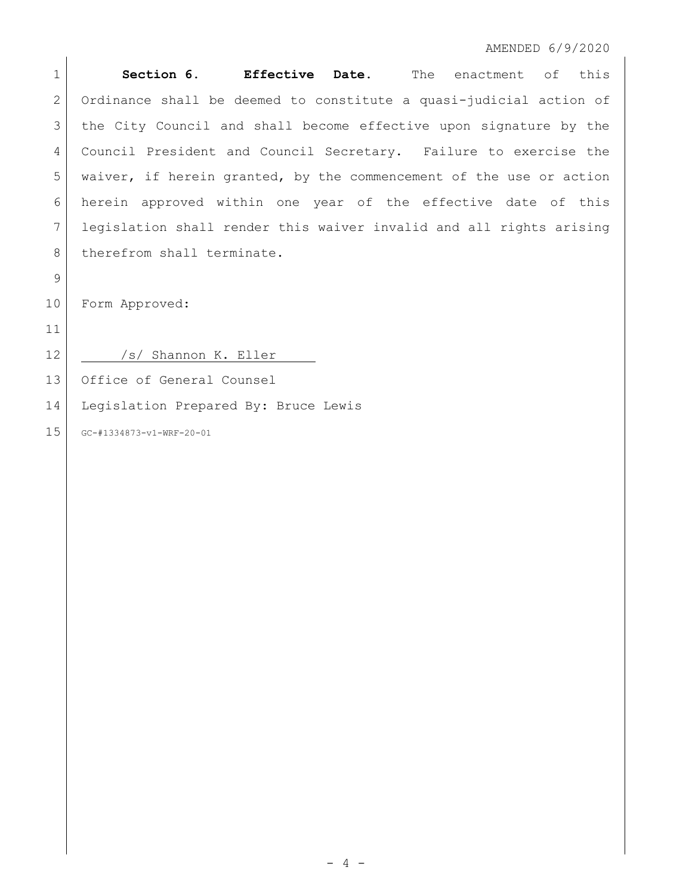AMENDED 6/9/2020

**Section 6. Effective Date.** The enactment of this Ordinance shall be deemed to constitute a quasi-judicial action of the City Council and shall become effective upon signature by the Council President and Council Secretary. Failure to exercise the waiver, if herein granted, by the commencement of the use or action herein approved within one year of the effective date of this legislation shall render this waiver invalid and all rights arising therefrom shall terminate.

Form Approved:

/s/ Shannon K. Eller

Office of General Counsel

Legislation Prepared By: Bruce Lewis

GC-#1334873-v1-WRF-20-01